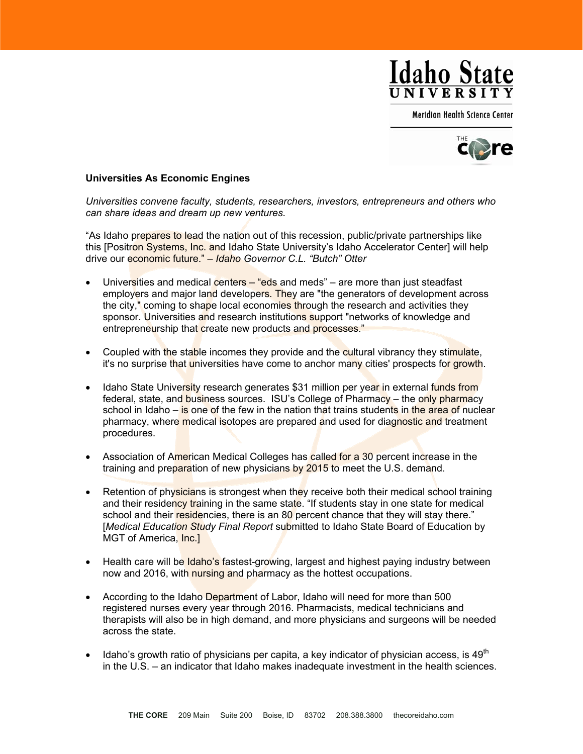Idaho State University

Meridian Health Science Center

THE CORE

## Universities As Economic Engines

*Universities convene faculty, students, researchers, investors, entrepreneurs and others who can share ideas and dream up new ventures.*

"As Idaho prepares to lead the nation out of this recession, public/private partnerships like this [Positron Systems, Inc. and Idaho State University's Idaho Accelerator Center] will help drive our economic future." – *Idaho Governor C.L. "Butch" Otter*

- Universities and medical centers – "eds and meds" – are more than just steadfast employers and major land developers. They are "the generators of development across the city," coming to shape local economies through the research and activities they sponsor. Universities and research institutions support "networks of knowledge and entrepreneurship that create new products and processes."

- Coupled with the stable incomes they provide and the cultural vibrancy they stimulate, it's no surprise that universities have come to anchor many cities' prospects for growth.

- Idaho State University research generates $31 million per year in external funds from federal, state, and business sources. ISU's College of Pharmacy – the only pharmacy school in Idaho – is one of the few in the nation that trains students in the area of nuclear pharmacy, where medical isotopes are prepared and used for diagnostic and treatment procedures.

- Association of American Medical Colleges has called for a 30 percent increase in the training and preparation of new physicians by 2015 to meet the U.S. demand.

- Retention of physicians is strongest when they receive both their medical school training and their residency training in the same state. "If students stay in one state for medical school and their residencies, there is an 80 percent chance that they will stay there." [*Medical Education Study Final Report* submitted to Idaho State Board of Education by MGT of America, Inc.]

- Health care will be Idaho's fastest-growing, largest and highest paying industry between now and 2016, with nursing and pharmacy as the hottest occupations.

- According to the Idaho Department of Labor, Idaho will need for more than 500 registered nurses every year through 2016. Pharmacists, medical technicians and therapists will also be in high demand, and more physicians and surgeons will be needed across the state.

- Idaho's growth ratio of physicians per capita, a key indicator of physician access, is 49th in the U.S. – an indicator that Idaho makes inadequate investment in the health sciences.

**THE CORE** 209 Main Suite 200 Boise, ID 83702 208.388.3800 thecoreidaho.com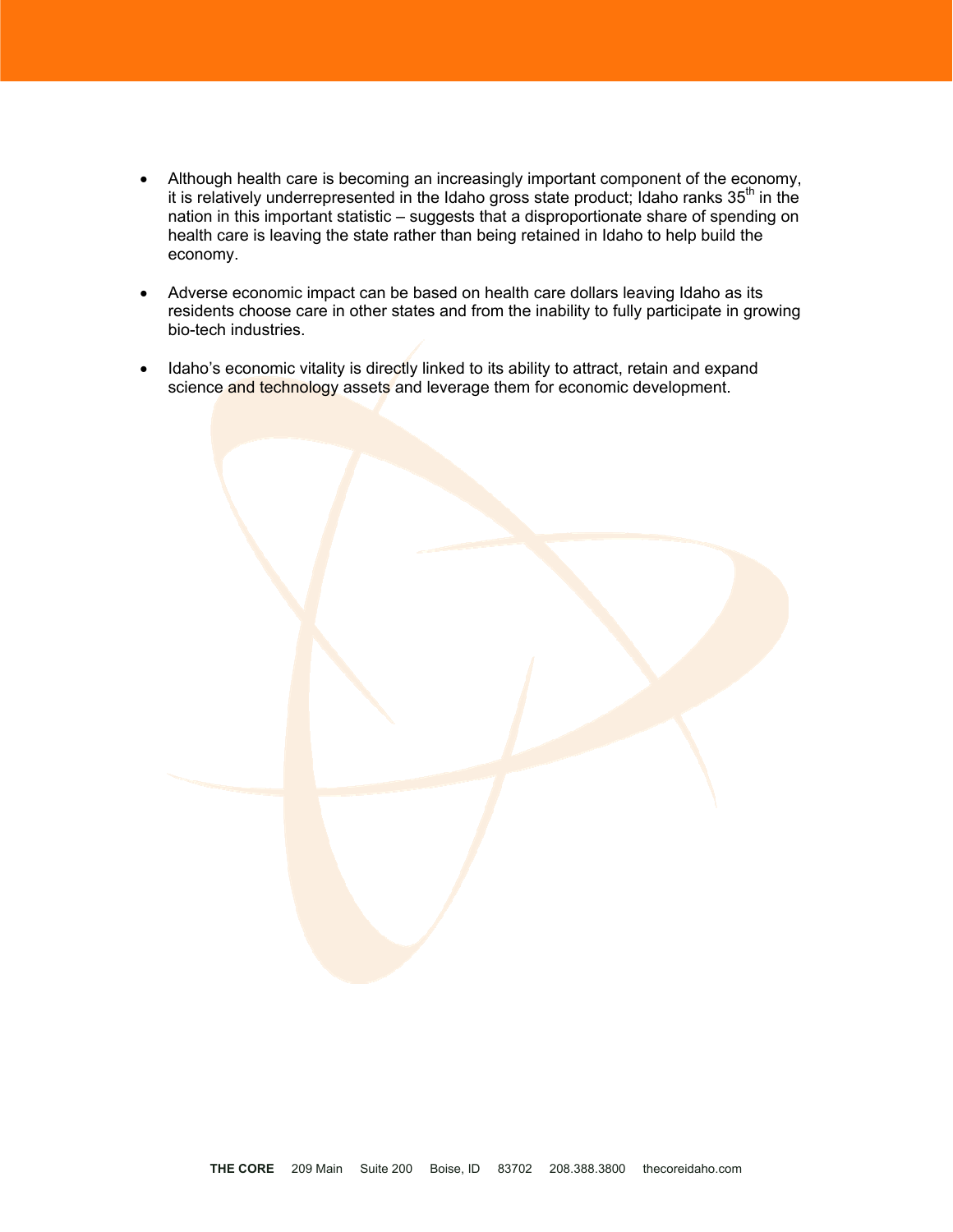- Although health care is becoming an increasingly important component of the economy, it is relatively underrepresented in the Idaho gross state product; Idaho ranks 35th in the nation in this important statistic – suggests that a disproportionate share of spending on health care is leaving the state rather than being retained in Idaho to help build the economy.

- Adverse economic impact can be based on health care dollars leaving Idaho as its residents choose care in other states and from the inability to fully participate in growing bio-tech industries.

- Idaho's economic vitality is directly linked to its ability to attract, retain and expand science and technology assets and leverage them for economic development.